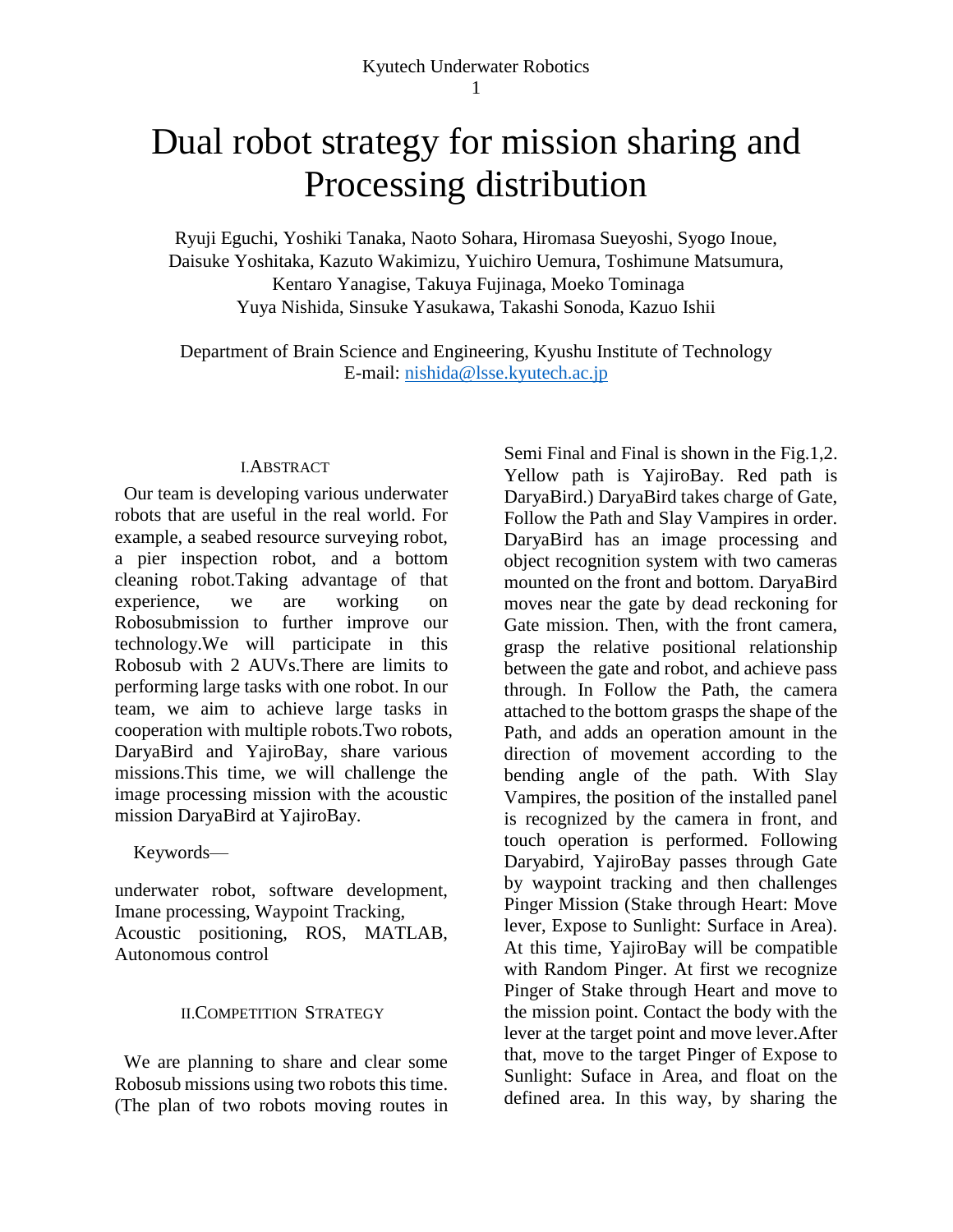# Dual robot strategy for mission sharing and Processing distribution

Ryuji Eguchi, Yoshiki Tanaka, Naoto Sohara, Hiromasa Sueyoshi, Syogo Inoue, Daisuke Yoshitaka, Kazuto Wakimizu, Yuichiro Uemura, Toshimune Matsumura, Kentaro Yanagise, Takuya Fujinaga, Moeko Tominaga
Yuya Nishida, Sinsuke Yasukawa, Takashi Sonoda, Kazuo Ishii

Department of Brain Science and Engineering, Kyushu Institute of Technology
E-mail: nishida@lsse.kyutech.ac.jp

## I.ABSTRACT

Our team is developing various underwater robots that are useful in the real world. For example, a seabed resource surveying robot, a pier inspection robot, and a bottom cleaning robot.Taking advantage of that experience, we are working on Robosubmission to further improve our technology.We will participate in this Robosub with 2 AUVs.There are limits to performing large tasks with one robot. In our team, we aim to achieve large tasks in cooperation with multiple robots.Two robots, DaryaBird and YajiroBay, share various missions.This time, we will challenge the image processing mission with the acoustic mission DaryaBird at YajiroBay.

Keywords—

underwater robot, software development, Imane processing, Waypoint Tracking, Acoustic positioning, ROS, MATLAB, Autonomous control

## II.COMPETITION STRATEGY

We are planning to share and clear some Robosub missions using two robots this time. (The plan of two robots moving routes in Semi Final and Final is shown in the Fig.1,2. Yellow path is YajiroBay. Red path is DaryaBird.) DaryaBird takes charge of Gate, Follow the Path and Slay Vampires in order. DaryaBird has an image processing and object recognition system with two cameras mounted on the front and bottom. DaryaBird moves near the gate by dead reckoning for Gate mission. Then, with the front camera, grasp the relative positional relationship between the gate and robot, and achieve pass through. In Follow the Path, the camera attached to the bottom grasps the shape of the Path, and adds an operation amount in the direction of movement according to the bending angle of the path. With Slay Vampires, the position of the installed panel is recognized by the camera in front, and touch operation is performed. Following Daryabird, YajiroBay passes through Gate by waypoint tracking and then challenges Pinger Mission (Stake through Heart: Move lever, Expose to Sunlight: Surface in Area). At this time, YajiroBay will be compatible with Random Pinger. At first we recognize Pinger of Stake through Heart and move to the mission point. Contact the body with the lever at the target point and move lever.After that, move to the target Pinger of Expose to Sunlight: Suface in Area, and float on the defined area. In this way, by sharing the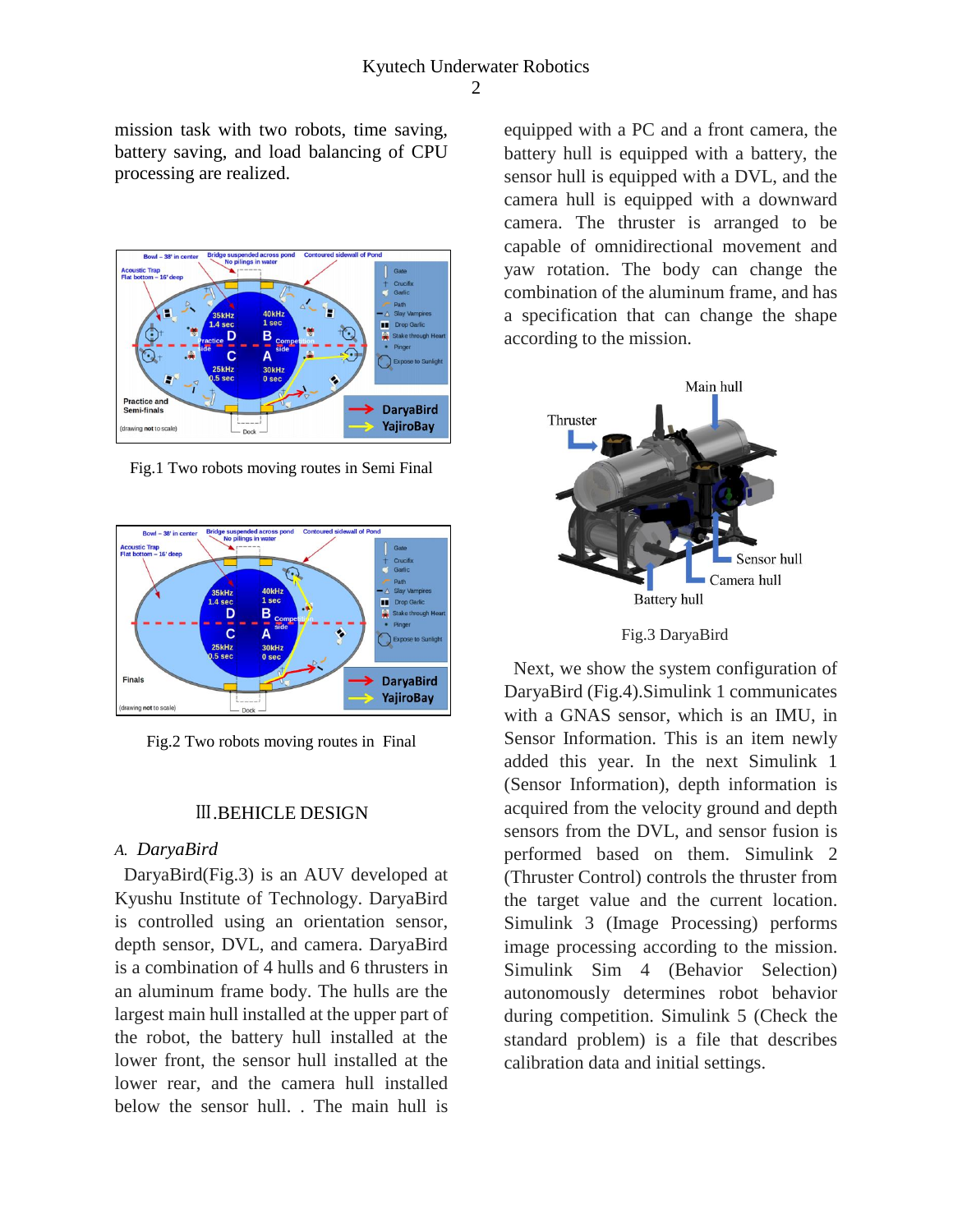mission task with two robots, time saving, battery saving, and load balancing of CPU processing are realized.

Fig.1 Two robots moving routes in Semi Final

Fig.2 Two robots moving routes in Final

## Ⅲ.BEHICLE DESIGN

### *A. DaryaBird*

DaryaBird(Fig.3) is an AUV developed at Kyushu Institute of Technology. DaryaBird is controlled using an orientation sensor, depth sensor, DVL, and camera. DaryaBird is a combination of 4 hulls and 6 thrusters in an aluminum frame body. The hulls are the largest main hull installed at the upper part of the robot, the battery hull installed at the lower front, the sensor hull installed at the lower rear, and the camera hull installed below the sensor hull. . The main hull is equipped with a PC and a front camera, the battery hull is equipped with a battery, the sensor hull is equipped with a DVL, and the camera hull is equipped with a downward camera. The thruster is arranged to be capable of omnidirectional movement and yaw rotation. The body can change the combination of the aluminum frame, and has a specification that can change the shape according to the mission.

Fig.3 DaryaBird

Next, we show the system configuration of DaryaBird (Fig.4).Simulink 1 communicates with a GNAS sensor, which is an IMU, in Sensor Information. This is an item newly added this year. In the next Simulink 1 (Sensor Information), depth information is acquired from the velocity ground and depth sensors from the DVL, and sensor fusion is performed based on them. Simulink 2 (Thruster Control) controls the thruster from the target value and the current location. Simulink 3 (Image Processing) performs image processing according to the mission. Simulink Sim 4 (Behavior Selection) autonomously determines robot behavior during competition. Simulink 5 (Check the standard problem) is a file that describes calibration data and initial settings.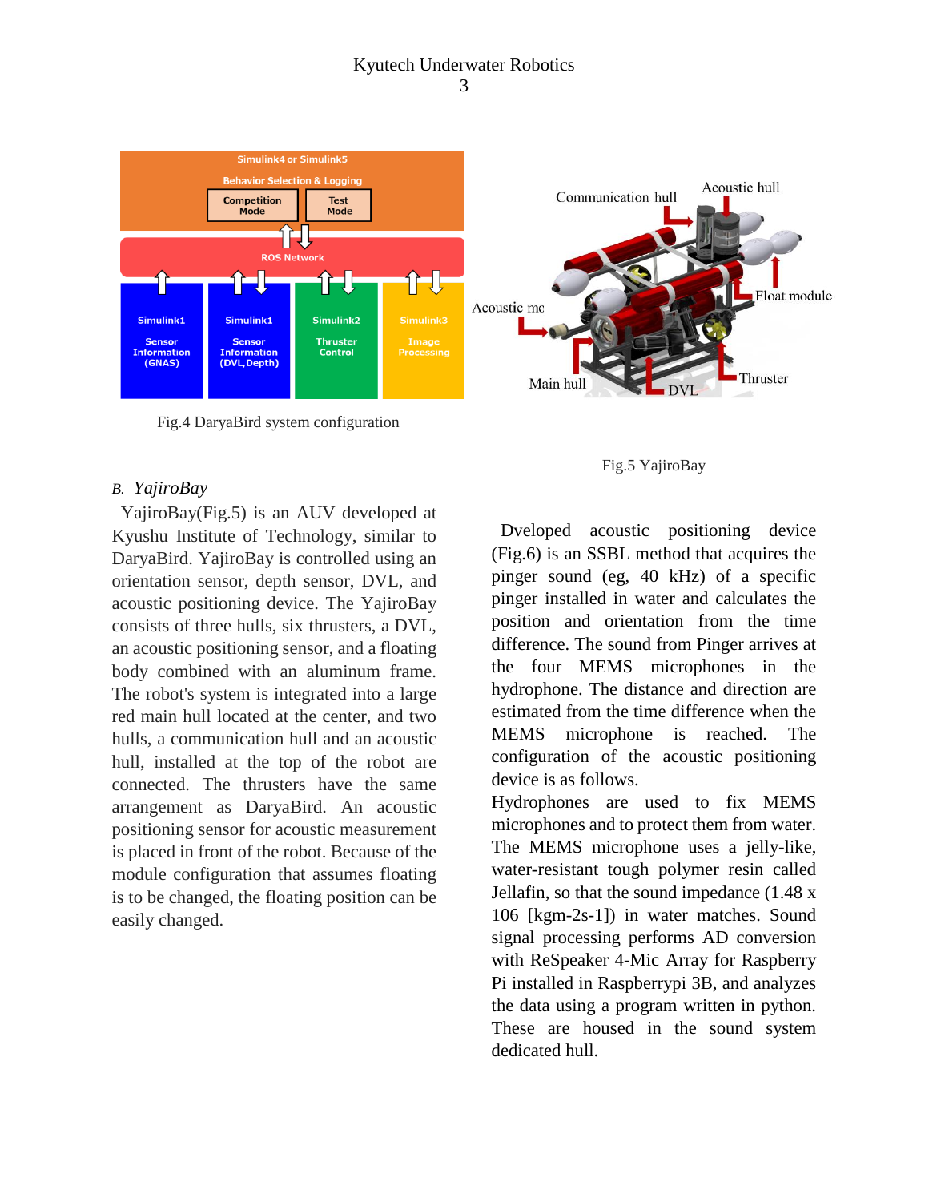Fig.4 DaryaBird system configuration

Fig.5 YajiroBay

### B. *YajiroBay*

YajiroBay(Fig.5) is an AUV developed at Kyushu Institute of Technology, similar to DaryaBird. YajiroBay is controlled using an orientation sensor, depth sensor, DVL, and acoustic positioning device. The YajiroBay consists of three hulls, six thrusters, a DVL, an acoustic positioning sensor, and a floating body combined with an aluminum frame. The robot's system is integrated into a large red main hull located at the center, and two hulls, a communication hull and an acoustic hull, installed at the top of the robot are connected. The thrusters have the same arrangement as DaryaBird. An acoustic positioning sensor for acoustic measurement is placed in front of the robot. Because of the module configuration that assumes floating is to be changed, the floating position can be easily changed.

Dveloped acoustic positioning device (Fig.6) is an SSBL method that acquires the pinger sound (eg, 40 kHz) of a specific pinger installed in water and calculates the position and orientation from the time difference. The sound from Pinger arrives at the four MEMS microphones in the hydrophone. The distance and direction are estimated from the time difference when the MEMS microphone is reached. The configuration of the acoustic positioning device is as follows.

Hydrophones are used to fix MEMS microphones and to protect them from water. The MEMS microphone uses a jelly-like, water-resistant tough polymer resin called Jellafin, so that the sound impedance (1.48 x 106 [kgm-2s-1]) in water matches. Sound signal processing performs AD conversion with ReSpeaker 4-Mic Array for Raspberry Pi installed in Raspberrypi 3B, and analyzes the data using a program written in python. These are housed in the sound system dedicated hull.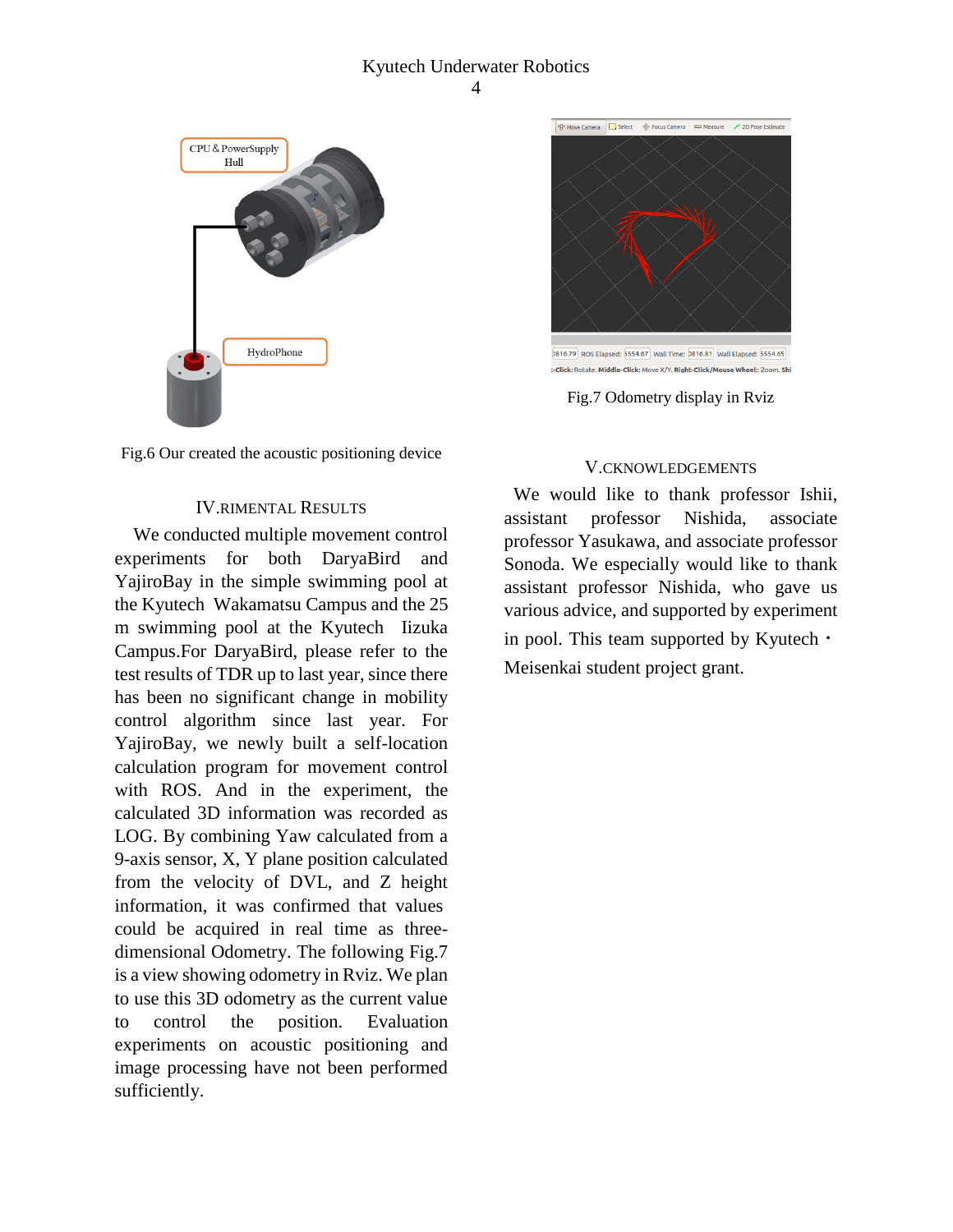CPU & PowerSupply Hull

HydroPhone

Fig.6 Our created the acoustic positioning device

## IV.RIMENTAL RESULTS

We conducted multiple movement control experiments for both DaryaBird and YajiroBay in the simple swimming pool at the Kyutech Wakamatsu Campus and the 25 m swimming pool at the Kyutech Iizuka Campus.For DaryaBird, please refer to the test results of TDR up to last year, since there has been no significant change in mobility control algorithm since last year. For YajiroBay, we newly built a self-location calculation program for movement control with ROS. And in the experiment, the calculated 3D information was recorded as LOG. By combining Yaw calculated from a 9-axis sensor, X, Y plane position calculated from the velocity of DVL, and Z height information, it was confirmed that values could be acquired in real time as three-dimensional Odometry. The following Fig.7 is a view showing odometry in Rviz. We plan to use this 3D odometry as the current value to control the position. Evaluation experiments on acoustic positioning and image processing have not been performed sufficiently.

Move Camera Select Focus Camera Measure 2D Pose Estimate

0816.79 ROS Elapsed: 5554.67 Wall Time: 0816.81 Wall Elapsed: 5554.65

-Click: Rotate. Middle-Click: Move X/Y. Right-Click/Mouse Wheel:: Zoom. Shi

Fig.7 Odometry display in Rviz

## V.CKNOWLEDGEMENTS

We would like to thank professor Ishii, assistant professor Nishida, associate professor Yasukawa, and associate professor Sonoda. We especially would like to thank assistant professor Nishida, who gave us various advice, and supported by experiment in pool. This team supported by Kyutech・Meisenkai student project grant.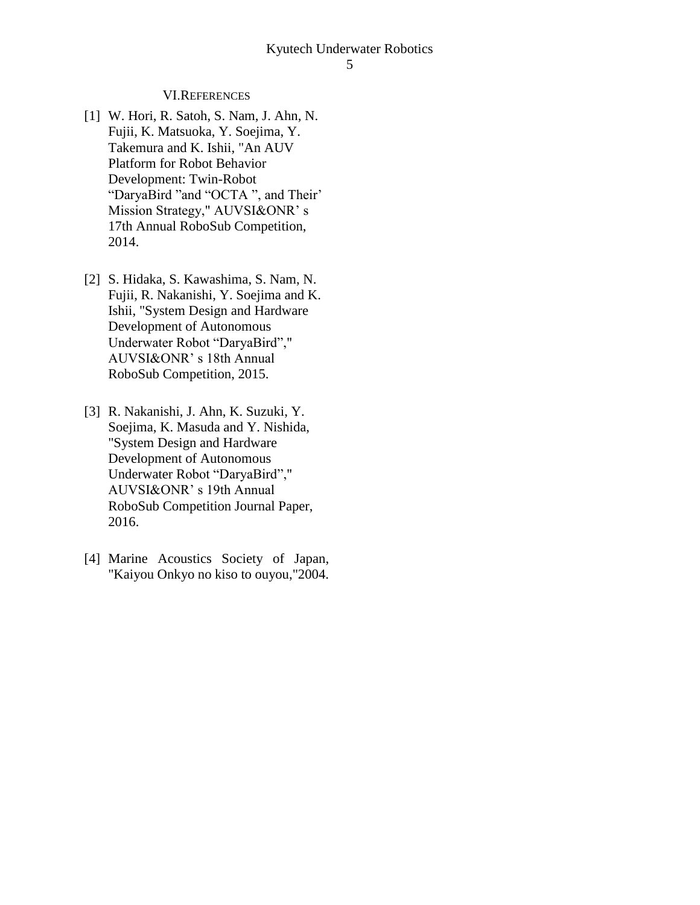## VI. References

[1] W. Hori, R. Satoh, S. Nam, J. Ahn, N. Fujii, K. Matsuoka, Y. Soejima, Y. Takemura and K. Ishii, "An AUV Platform for Robot Behavior Development: Twin-Robot "DaryaBird "and "OCTA ", and Their' Mission Strategy," AUVSI&ONR' s 17th Annual RoboSub Competition, 2014.

[2] S. Hidaka, S. Kawashima, S. Nam, N. Fujii, R. Nakanishi, Y. Soejima and K. Ishii, "System Design and Hardware Development of Autonomous Underwater Robot "DaryaBird"," AUVSI&ONR' s 18th Annual RoboSub Competition, 2015.

[3] R. Nakanishi, J. Ahn, K. Suzuki, Y. Soejima, K. Masuda and Y. Nishida, "System Design and Hardware Development of Autonomous Underwater Robot "DaryaBird"," AUVSI&ONR' s 19th Annual RoboSub Competition Journal Paper, 2016.

[4] Marine Acoustics Society of Japan, "Kaiyou Onkyo no kiso to ouyou,"2004.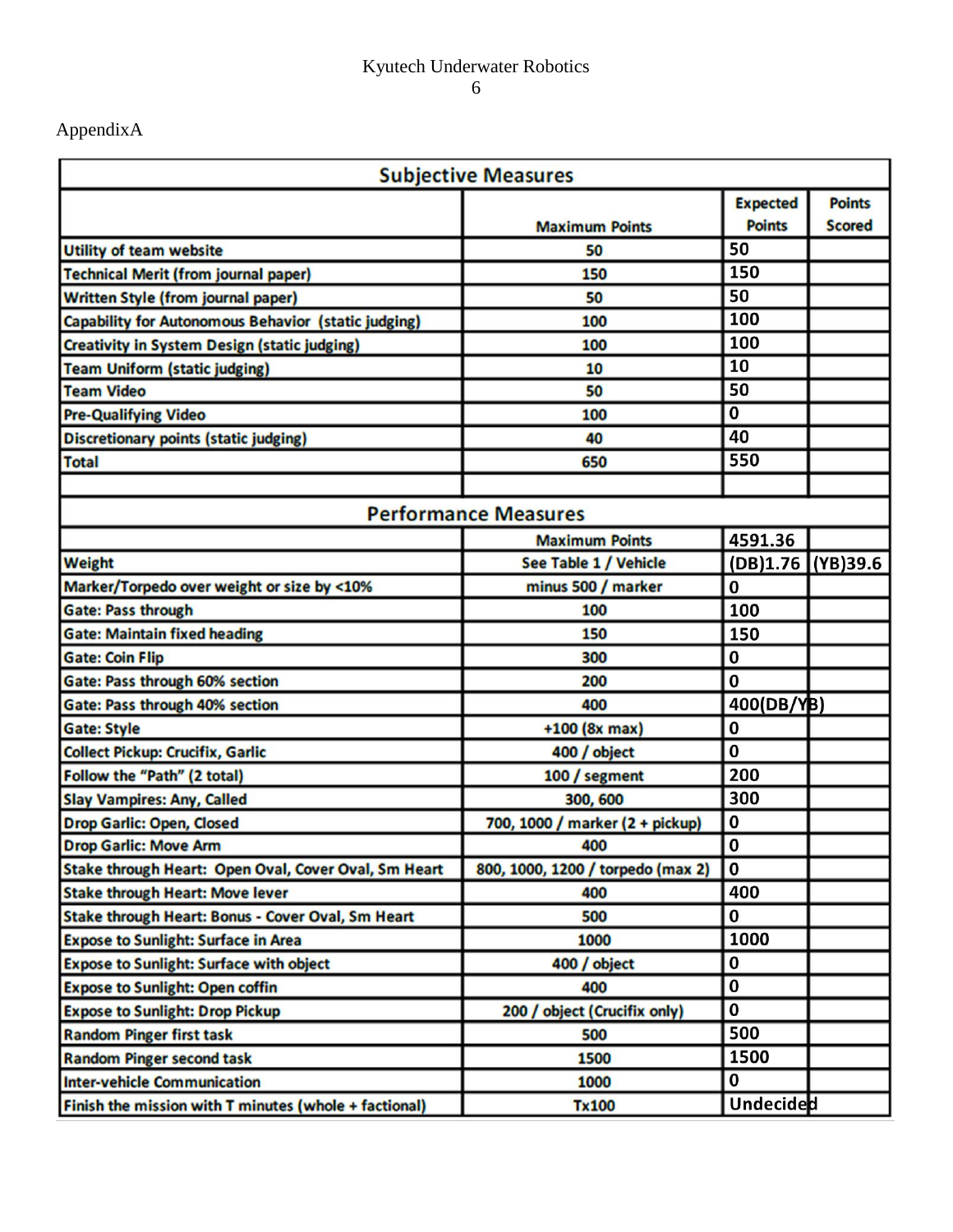AppendixA

| Subjective Measures | | | |
|---|---|---|---|
| | Maximum Points | Expected Points | Points Scored |
| Utility of team website | 50 | 50 | |
| Technical Merit (from journal paper) | 150 | 150 | |
| Written Style (from journal paper) | 50 | 50 | |
| Capability for Autonomous Behavior (static judging) | 100 | 100 | |
| Creativity in System Design (static judging) | 100 | 100 | |
| Team Uniform (static judging) | 10 | 10 | |
| Team Video | 50 | 50 | |
| Pre-Qualifying Video | 100 | 0 | |
| Discretionary points (static judging) | 40 | 40 | |
| Total | 650 | 550 | |
| | | | |
| **Performance Measures** | | | |
| | Maximum Points | 4591.36 | |
| Weight | See Table 1 / Vehicle | (DB)1.76 | (YB)39.6 |
| Marker/Torpedo over weight or size by <10% | minus 500 / marker | 0 | |
| Gate: Pass through | 100 | 100 | |
| Gate: Maintain fixed heading | 150 | 150 | |
| Gate: Coin Flip | 300 | 0 | |
| Gate: Pass through 60% section | 200 | 0 | |
| Gate: Pass through 40% section | 400 | 400(DB/YB) | |
| Gate: Style | +100 (8x max) | 0 | |
| Collect Pickup: Crucifix, Garlic | 400 / object | 0 | |
| Follow the "Path" (2 total) | 100 / segment | 200 | |
| Slay Vampires: Any, Called | 300, 600 | 300 | |
| Drop Garlic: Open, Closed | 700, 1000 / marker (2 + pickup) | 0 | |
| Drop Garlic: Move Arm | 400 | 0 | |
| Stake through Heart: Open Oval, Cover Oval, Sm Heart | 800, 1000, 1200 / torpedo (max 2) | 0 | |
| Stake through Heart: Move lever | 400 | 400 | |
| Stake through Heart: Bonus - Cover Oval, Sm Heart | 500 | 0 | |
| Expose to Sunlight: Surface in Area | 1000 | 1000 | |
| Expose to Sunlight: Surface with object | 400 / object | 0 | |
| Expose to Sunlight: Open coffin | 400 | 0 | |
| Expose to Sunlight: Drop Pickup | 200 / object (Crucifix only) | 0 | |
| Random Pinger first task | 500 | 500 | |
| Random Pinger second task | 1500 | 1500 | |
| Inter-vehicle Communication | 1000 | 0 | |
| Finish the mission with T minutes (whole + factional) | Tx100 | Undecided | |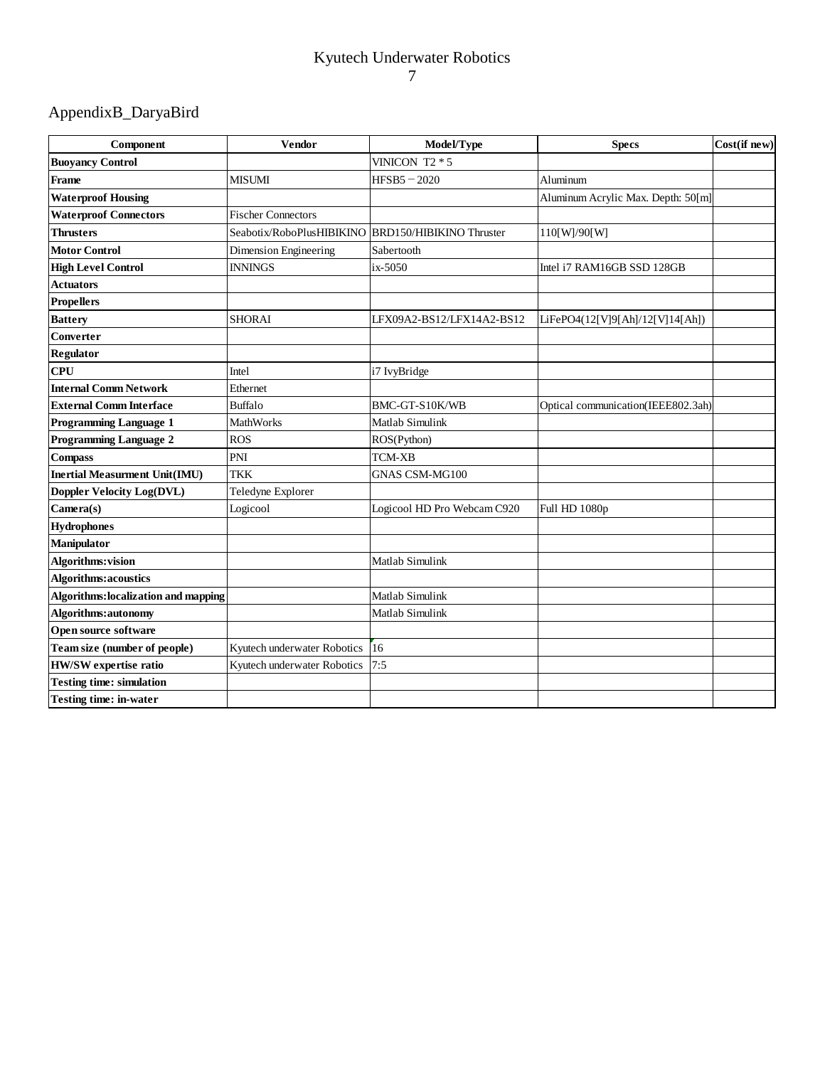AppendixB_DaryaBird

| Component | Vendor | Model/Type | Specs | Cost(if new) |
|---|---|---|---|---|
| **Buoyancy Control** | | VINICON T2 * 5 | | |
| **Frame** | MISUMI | HFSB5－2020 | Aluminum | |
| **Waterproof Housing** | | | Aluminum Acrylic Max. Depth: 50[m] | |
| **Waterproof Connectors** | Fischer Connectors | | | |
| **Thrusters** | Seabotix/RoboPlusHIBIKINO | BRD150/HIBIKINO Thruster | 110[W]/90[W] | |
| **Motor Control** | Dimension Engineering | Sabertooth | | |
| **High Level Control** | INNINGS | ix-5050 | Intel i7 RAM16GB SSD 128GB | |
| **Actuators** | | | | |
| **Propellers** | | | | |
| **Battery** | SHORAI | LFX09A2-BS12/LFX14A2-BS12 | LiFePO4(12[V]9[Ah]/12[V]14[Ah]) | |
| **Converter** | | | | |
| **Regulator** | | | | |
| **CPU** | Intel | i7 IvyBridge | | |
| **Internal Comm Network** | Ethernet | | | |
| **External Comm Interface** | Buffalo | BMC-GT-S10K/WB | Optical communication(IEEE802.3ah) | |
| **Programming Language 1** | MathWorks | Matlab Simulink | | |
| **Programming Language 2** | ROS | ROS(Python) | | |
| **Compass** | PNI | TCM-XB | | |
| **Inertial Measurment Unit(IMU)** | TKK | GNAS CSM-MG100 | | |
| **Doppler Velocity Log(DVL)** | Teledyne Explorer | | | |
| **Camera(s)** | Logicool | Logicool HD Pro Webcam C920 | Full HD 1080p | |
| **Hydrophones** | | | | |
| **Manipulator** | | | | |
| **Algorithms:vision** | | Matlab Simulink | | |
| **Algorithms:acoustics** | | | | |
| **Algorithms:localization and mapping** | | Matlab Simulink | | |
| **Algorithms:autonomy** | | Matlab Simulink | | |
| **Open source software** | | | | |
| **Team size (number of people)** | Kyutech underwater Robotics | 16 | | |
| **HW/SW expertise ratio** | Kyutech underwater Robotics | 7:5 | | |
| **Testing time: simulation** | | | | |
| **Testing time: in-water** | | | | |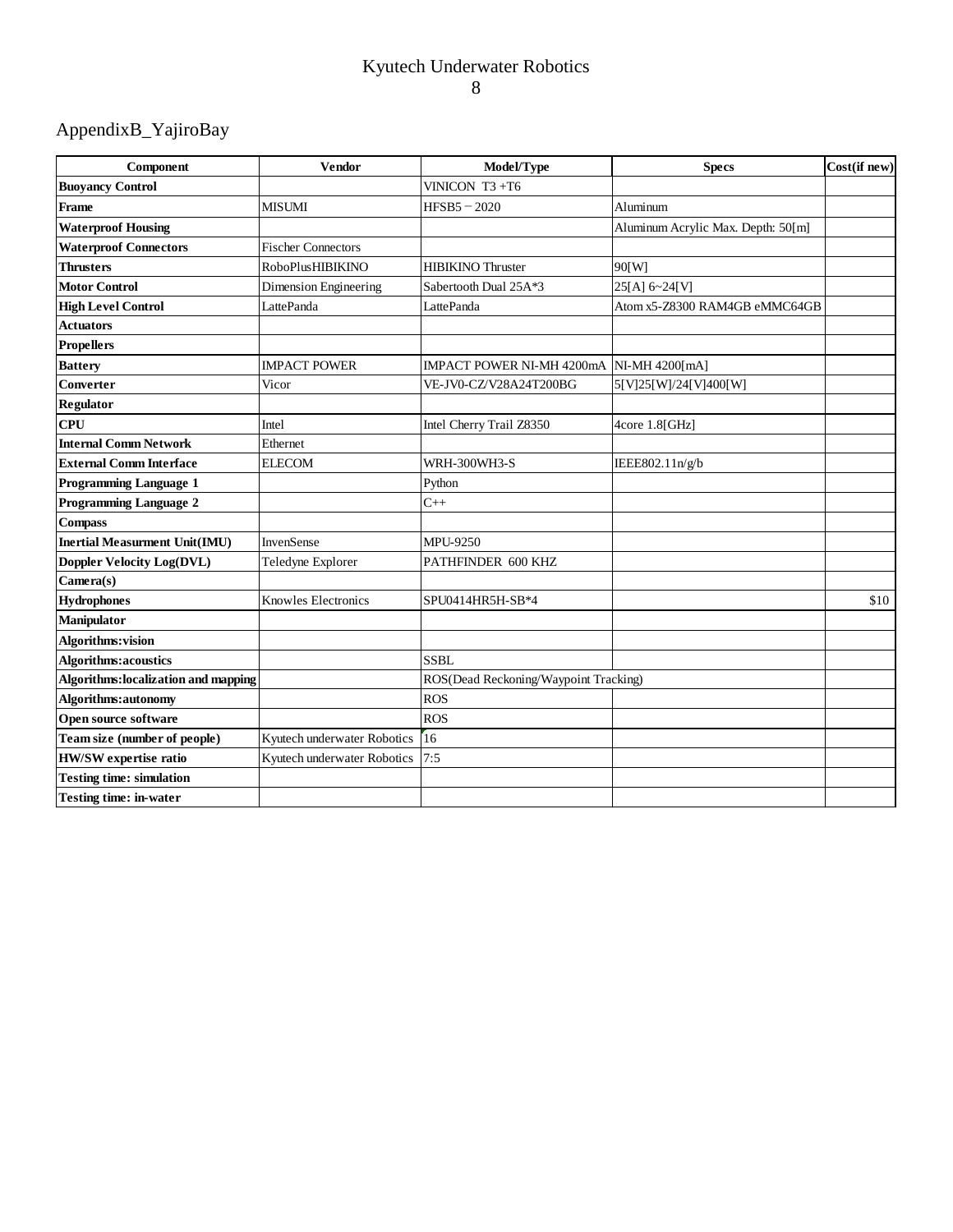# AppendixB_YajiroBay

| Component | Vendor | Model/Type | Specs | Cost(if new) |
|---|---|---|---|---|
| **Buoyancy Control** | | VINICON T3 +T6 | | |
| **Frame** | MISUMI | HFSB5－2020 | Aluminum | |
| **Waterproof Housing** | | | Aluminum Acrylic Max. Depth: 50[m] | |
| **Waterproof Connectors** | Fischer Connectors | | | |
| **Thrusters** | RoboPlusHIBIKINO | HIBIKINO Thruster | 90[W] | |
| **Motor Control** | Dimension Engineering | Sabertooth Dual 25A*3 | 25[A] 6~24[V] | |
| **High Level Control** | LattePanda | LattePanda | Atom x5-Z8300 RAM4GB eMMC64GB | |
| **Actuators** | | | | |
| **Propellers** | | | | |
| **Battery** | IMPACT POWER | IMPACT POWER NI-MH 4200mA | NI-MH 4200[mA] | |
| **Converter** | Vicor | VE-JV0-CZ/V28A24T200BG | 5[V]25[W]/24[V]400[W] | |
| **Regulator** | | | | |
| **CPU** | Intel | Intel Cherry Trail Z8350 | 4core 1.8[GHz] | |
| **Internal Comm Network** | Ethernet | | | |
| **External Comm Interface** | ELECOM | WRH-300WH3-S | IEEE802.11n/g/b | |
| **Programming Language 1** | | Python | | |
| **Programming Language 2** | | C++ | | |
| **Compass** | | | | |
| **Inertial Measurment Unit(IMU)** | InvenSense | MPU-9250 | | |
| **Doppler Velocity Log(DVL)** | Teledyne Explorer | PATHFINDER 600 KHZ | | |
| **Camera(s)** | | | | |
| **Hydrophones** | Knowles Electronics | SPU0414HR5H-SB*4 | | $10 |
| **Manipulator** | | | | |
| **Algorithms:vision** | | | | |
| **Algorithms:acoustics** | | SSBL | | |
| **Algorithms:localization and mapping** | | ROS(Dead Reckoning/Waypoint Tracking) | | |
| **Algorithms:autonomy** | | ROS | | |
| **Open source software** | | ROS | | |
| **Team size (number of people)** | Kyutech underwater Robotics | 16 | | |
| **HW/SW expertise ratio** | Kyutech underwater Robotics | 7:5 | | |
| **Testing time: simulation** | | | | |
| **Testing time: in-water** | | | | |